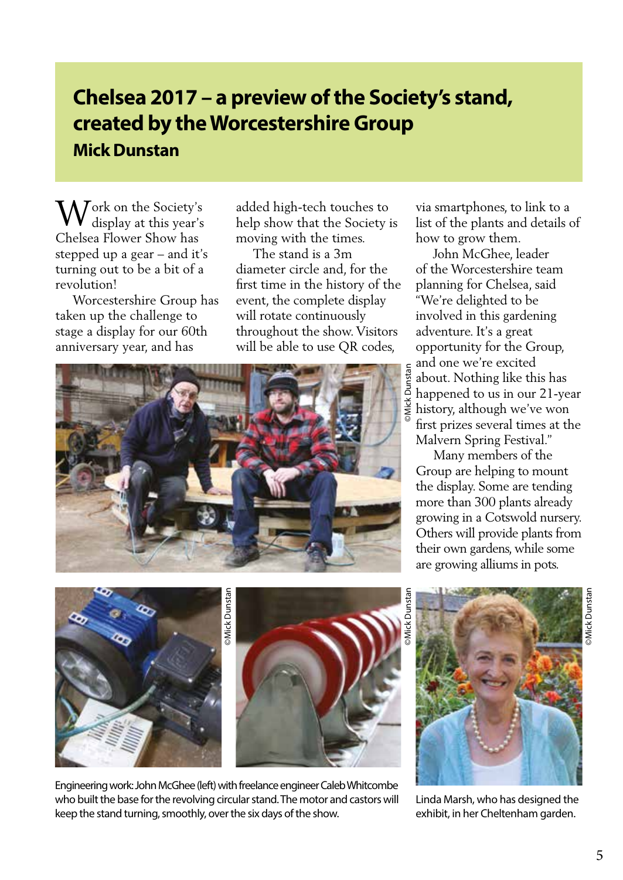## Chelsea 2017 – a preview of the Society's stand, created by the Worcestershire Group

**Mick Dunstan**

Work on the Society's display at this year's Chelsea Flower Show has stepped up a gear – and it's turning out to be a bit of a revolution!

Worcestershire Group has taken up the challenge to stage a display for our 60th anniversary year, and has added high-tech touches to help show that the Society is moving with the times.

The stand is a 3m diameter circle and, for the first time in the history of the event, the complete display will rotate continuously throughout the show. Visitors will be able to use QR codes, via smartphones, to link to a list of the plants and details of how to grow them.

John McGhee, leader of the Worcestershire team planning for Chelsea, said "We're delighted to be involved in this gardening adventure. It's a great opportunity for the Group, and one we're excited about. Nothing like this has happened to us in our 21-year history, although we've won first prizes several times at the Malvern Spring Festival."

Many members of the Group are helping to mount the display. Some are tending more than 300 plants already growing in a Cotswold nursery. Others will provide plants from their own gardens, while some are growing alliums in pots.

©Mick Dunstan

©Mick Dunstan

©Mick Dunstan

Engineering work: John McGhee (left) with freelance engineer Caleb Whitcombe who built the base for the revolving circular stand. The motor and castors will keep the stand turning, smoothly, over the six days of the show.

©Mick Dunstan

Linda Marsh, who has designed the exhibit, in her Cheltenham garden.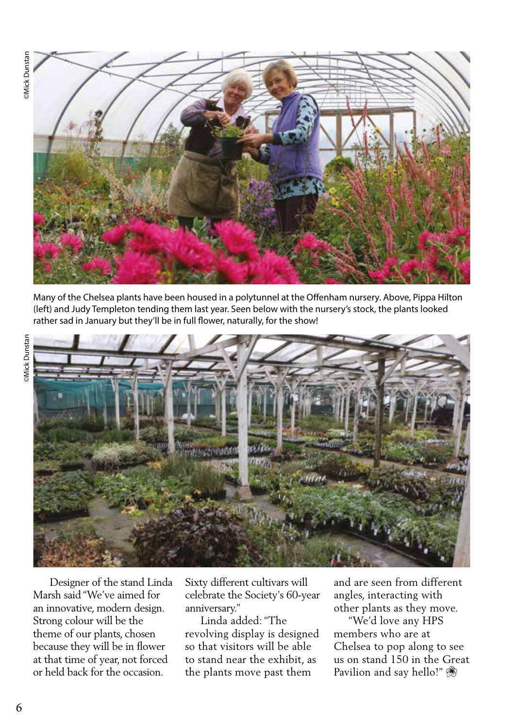©Mick Dunstan

Many of the Chelsea plants have been housed in a polytunnel at the Offenham nursery. Above, Pippa Hilton (left) and Judy Templeton tending them last year. Seen below with the nursery's stock, the plants looked rather sad in January but they'll be in full flower, naturally, for the show!

©Mick Dunstan

Designer of the stand Linda Marsh said "We've aimed for an innovative, modern design. Strong colour will be the theme of our plants, chosen because they will be in flower at that time of year, not forced or held back for the occasion. Sixty different cultivars will celebrate the Society's 60-year anniversary."

Linda added: "The revolving display is designed so that visitors will be able to stand near the exhibit, as the plants move past them and are seen from different angles, interacting with other plants as they move.

"We'd love any HPS members who are at Chelsea to pop along to see us on stand 150 in the Great Pavilion and say hello!"